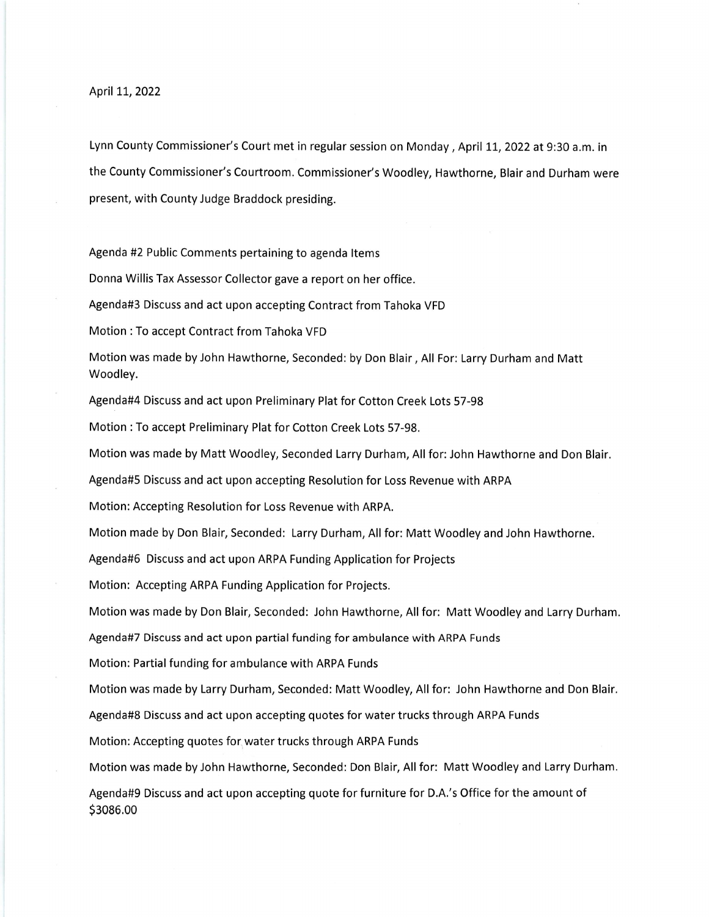April 11, 2022

Lynn County Commissioner's Court met in regular session on Monday , April 11, 2022 at 9:30 a.m. in the County Commissioner's Courtroom. Commissioner's Woodley, Hawthorne, Blair and Durham were present, with County Judge Braddock presiding.

Agenda #2 Public Comments pertaining to agenda Items

Donna Willis Tax Assessor Collector gave a report on her office.

Agenda#3 Discuss and act upon accepting Contract from Tahoka VFD

Motion : To accept Contract from Tahoka VFD

Motion was made by John Hawthorne, Seconded: by Don Blair , All For: Larry Durham and Matt Woodley.

Agenda#4 Discuss and act upon Preliminary Plat for Cotton Creek Lots 57-98

Motion : To accept Preliminary Plat for Cotton Creek Lots 57-98.

Motion was made by Matt Woodley, Seconded Larry Durham, All for: John Hawthorne and Don Blair.

Agenda#5 Discuss and act upon accepting Resolution for Loss Revenue with ARPA

Motion: Accepting Resolution for Loss Revenue with ARPA.

Motion made by Don Blair, Seconded: Larry Durham, All for: Matt Woodley and John Hawthorne.

Agenda#6 Discuss and act upon ARPA Funding Application for Projects

Motion: Accepting ARPA Funding Application for Projects.

Motion was made by Don Blair, Seconded: John Hawthorne, All for: Matt Woodley and Larry Durham.

Agenda#7 Discuss and act upon partial funding for ambulance with ARPA Funds

Motion: Partial funding for ambulance with ARPA Funds

Motion was made by Larry Durham, Seconded: Matt Woodley, All for: John Hawthorne and Don Blair.

Agenda#8 Discuss and act upon accepting quotes for water trucks through ARPA Funds

Motion: Accepting quotes for water trucks through ARPA Funds

Motion was made by John Hawthorne, Seconded: Don Blair, All for: Matt Woodley and Larry Durham.

Agenda#9 Discuss and act upon accepting quote for furniture for D.A.'s Office for the amount of $3086.00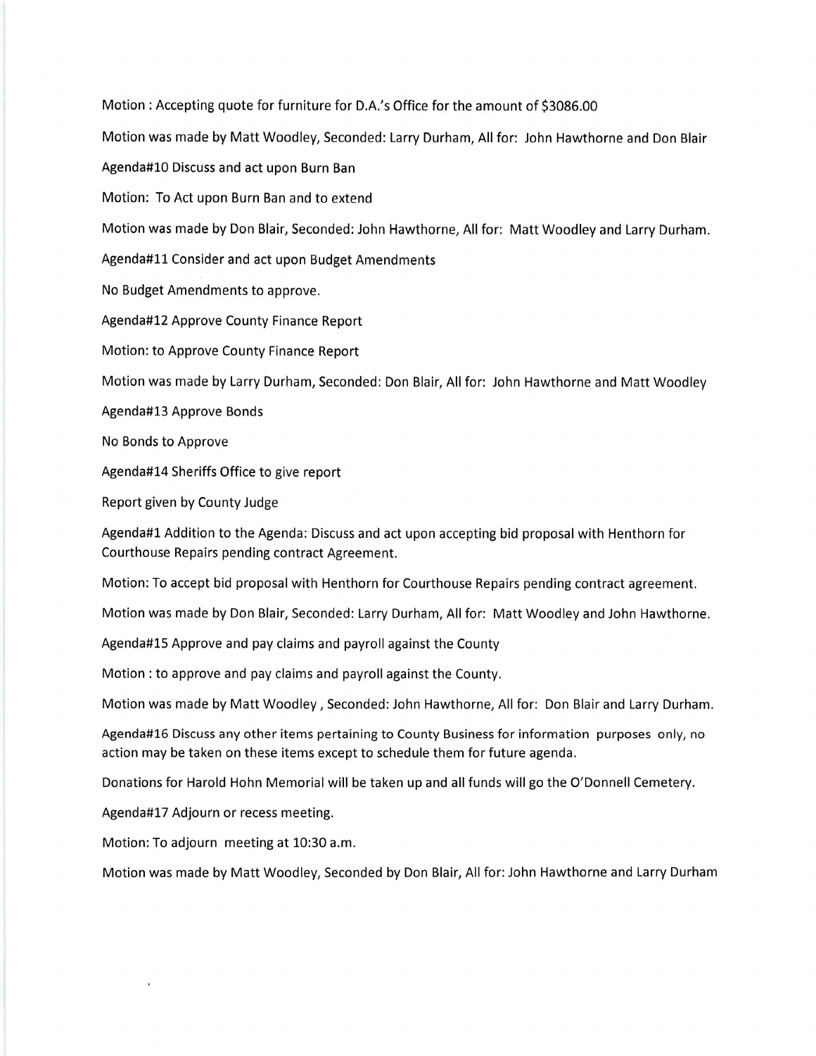Motion : Accepting quote for furniture for D.A.'s Office for the amount of $3086.00

Motion was made by Matt Woodley, Seconded: Larry Durham, All for: John Hawthorne and Don Blair

Agenda#10 Discuss and act upon Burn Ban

Motion: To Act upon Burn Ban and to extend

Motion was made by Don Blair, Seconded: John Hawthorne, All for: Matt Woodley and Larry Durham.

Agenda#11 Consider and act upon Budget Amendments

No Budget Amendments to approve.

Agenda#12 Approve County Finance Report

Motion: to Approve County Finance Report

Motion was made by Larry Durham, Seconded: Don Blair, All for: John Hawthorne and Matt Woodley

Agenda#13 Approve Bonds

No Bonds to Approve

Agenda#14 Sheriffs Office to give report

Report given by County Judge

Agenda#1 Addition to the Agenda: Discuss and act upon accepting bid proposal with Henthorn for Courthouse Repairs pending contract Agreement.

Motion: To accept bid proposal with Henthorn for Courthouse Repairs pending contract agreement.

Motion was made by Don Blair, Seconded: Larry Durham, All for: Matt Woodley and John Hawthorne.

Agenda#15 Approve and pay claims and payroll against the County

Motion : to approve and pay claims and payroll against the County.

Motion was made by Matt Woodley , Seconded: John Hawthorne, All for: Don Blair and Larry Durham.

Agenda#16 Discuss any other items pertaining to County Business for information purposes only, no action may be taken on these items except to schedule them for future agenda.

Donations for Harold Hohn Memorial will be taken up and all funds will go the O'Donnell Cemetery.

Agenda#17 Adjourn or recess meeting.

Motion: To adjourn meeting at 10:30 a.m.

Motion was made by Matt Woodley, Seconded by Don Blair, All for: John Hawthorne and Larry Durham